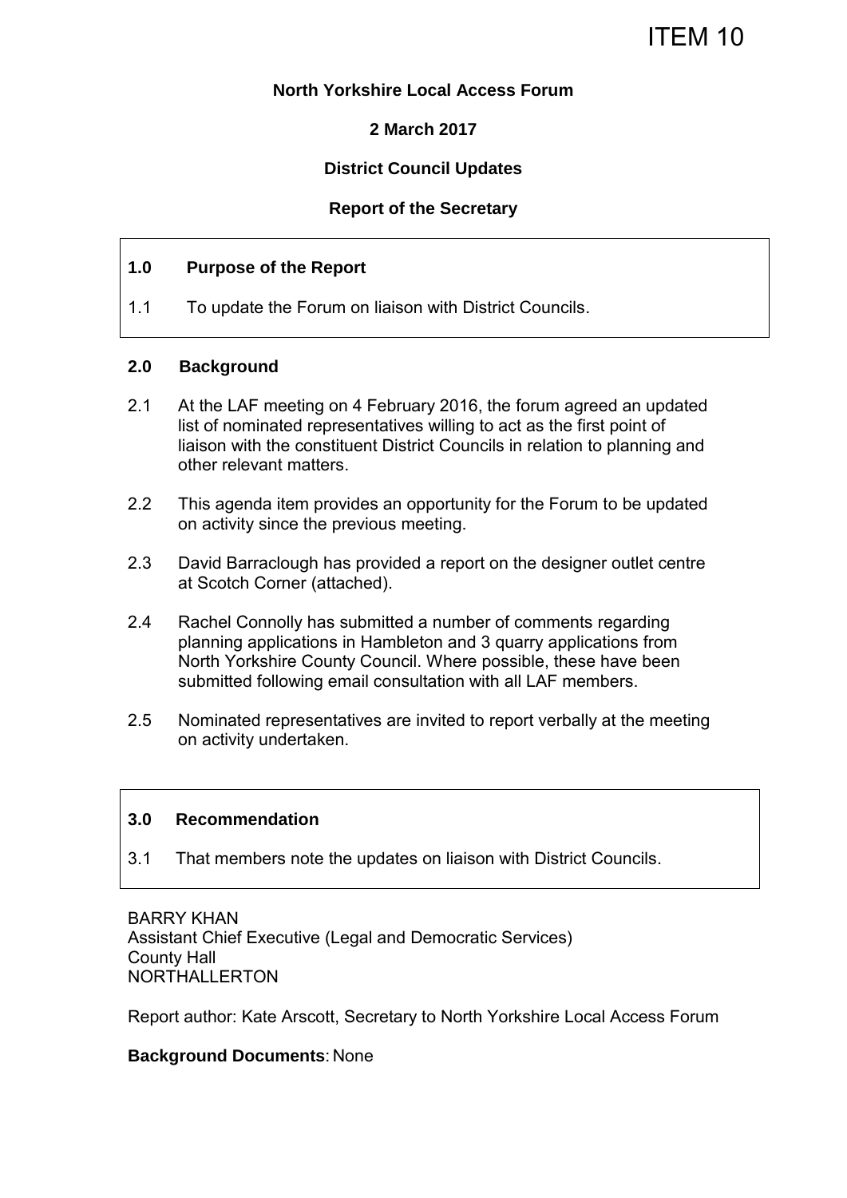ITEM 10

**North Yorkshire Local Access Forum**

**2 March 2017**

**District Council Updates**

**Report of the Secretary**

## 1.0 Purpose of the Report

1.1 To update the Forum on liaison with District Councils.

## 2.0 Background

2.1 At the LAF meeting on 4 February 2016, the forum agreed an updated list of nominated representatives willing to act as the first point of liaison with the constituent District Councils in relation to planning and other relevant matters.

2.2 This agenda item provides an opportunity for the Forum to be updated on activity since the previous meeting.

2.3 David Barraclough has provided a report on the designer outlet centre at Scotch Corner (attached).

2.4 Rachel Connolly has submitted a number of comments regarding planning applications in Hambleton and 3 quarry applications from North Yorkshire County Council. Where possible, these have been submitted following email consultation with all LAF members.

2.5 Nominated representatives are invited to report verbally at the meeting on activity undertaken.

## 3.0 Recommendation

3.1 That members note the updates on liaison with District Councils.

BARRY KHAN
Assistant Chief Executive (Legal and Democratic Services)
County Hall
NORTHALLERTON

Report author: Kate Arscott, Secretary to North Yorkshire Local Access Forum

**Background Documents**: None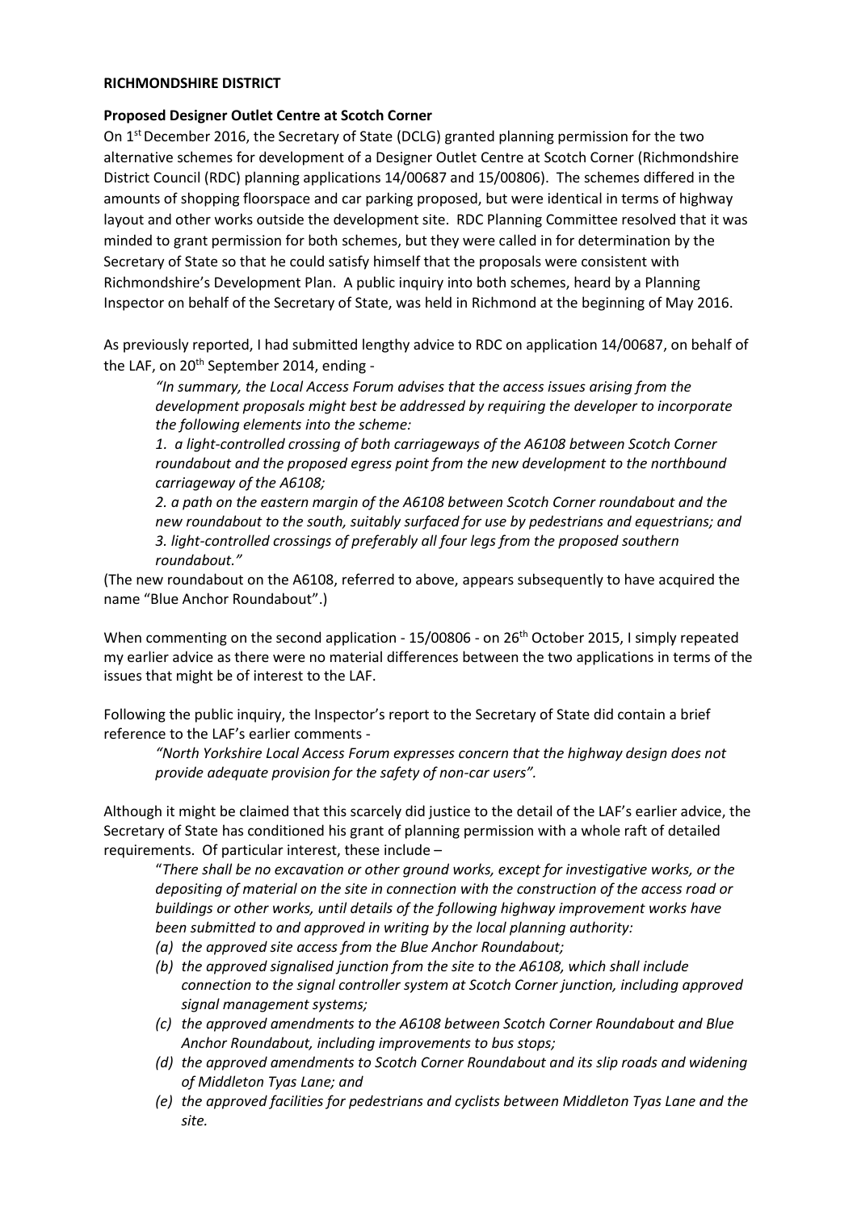**RICHMONDSHIRE DISTRICT**

**Proposed Designer Outlet Centre at Scotch Corner**

On 1st December 2016, the Secretary of State (DCLG) granted planning permission for the two alternative schemes for development of a Designer Outlet Centre at Scotch Corner (Richmondshire District Council (RDC) planning applications 14/00687 and 15/00806). The schemes differed in the amounts of shopping floorspace and car parking proposed, but were identical in terms of highway layout and other works outside the development site. RDC Planning Committee resolved that it was minded to grant permission for both schemes, but they were called in for determination by the Secretary of State so that he could satisfy himself that the proposals were consistent with Richmondshire's Development Plan. A public inquiry into both schemes, heard by a Planning Inspector on behalf of the Secretary of State, was held in Richmond at the beginning of May 2016.

As previously reported, I had submitted lengthy advice to RDC on application 14/00687, on behalf of the LAF, on 20th September 2014, ending -

> *"In summary, the Local Access Forum advises that the access issues arising from the development proposals might best be addressed by requiring the developer to incorporate the following elements into the scheme:*
>
> *1. a light-controlled crossing of both carriageways of the A6108 between Scotch Corner roundabout and the proposed egress point from the new development to the northbound carriageway of the A6108;*
>
> *2. a path on the eastern margin of the A6108 between Scotch Corner roundabout and the new roundabout to the south, suitably surfaced for use by pedestrians and equestrians; and*
>
> *3. light-controlled crossings of preferably all four legs from the proposed southern roundabout."*

(The new roundabout on the A6108, referred to above, appears subsequently to have acquired the name "Blue Anchor Roundabout".)

When commenting on the second application - 15/00806 - on 26th October 2015, I simply repeated my earlier advice as there were no material differences between the two applications in terms of the issues that might be of interest to the LAF.

Following the public inquiry, the Inspector's report to the Secretary of State did contain a brief reference to the LAF's earlier comments -

> *"North Yorkshire Local Access Forum expresses concern that the highway design does not provide adequate provision for the safety of non-car users".*

Although it might be claimed that this scarcely did justice to the detail of the LAF's earlier advice, the Secretary of State has conditioned his grant of planning permission with a whole raft of detailed requirements. Of particular interest, these include –

> "*There shall be no excavation or other ground works, except for investigative works, or the depositing of material on the site in connection with the construction of the access road or buildings or other works, until details of the following highway improvement works have been submitted to and approved in writing by the local planning authority:*
>
> *(a) the approved site access from the Blue Anchor Roundabout;*
>
> *(b) the approved signalised junction from the site to the A6108, which shall include connection to the signal controller system at Scotch Corner junction, including approved signal management systems;*
>
> *(c) the approved amendments to the A6108 between Scotch Corner Roundabout and Blue Anchor Roundabout, including improvements to bus stops;*
>
> *(d) the approved amendments to Scotch Corner Roundabout and its slip roads and widening of Middleton Tyas Lane; and*
>
> *(e) the approved facilities for pedestrians and cyclists between Middleton Tyas Lane and the site.*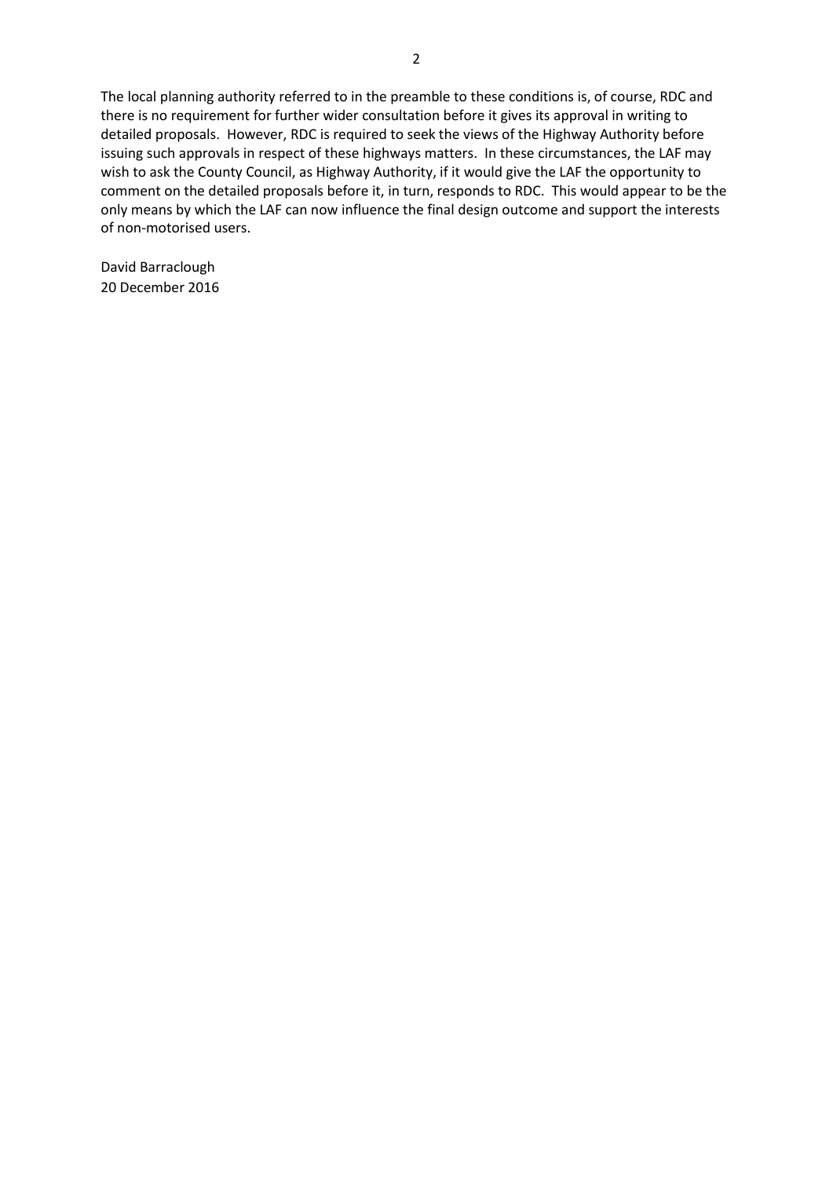The local planning authority referred to in the preamble to these conditions is, of course, RDC and there is no requirement for further wider consultation before it gives its approval in writing to detailed proposals. However, RDC is required to seek the views of the Highway Authority before issuing such approvals in respect of these highways matters. In these circumstances, the LAF may wish to ask the County Council, as Highway Authority, if it would give the LAF the opportunity to comment on the detailed proposals before it, in turn, responds to RDC. This would appear to be the only means by which the LAF can now influence the final design outcome and support the interests of non-motorised users.

David Barraclough
20 December 2016